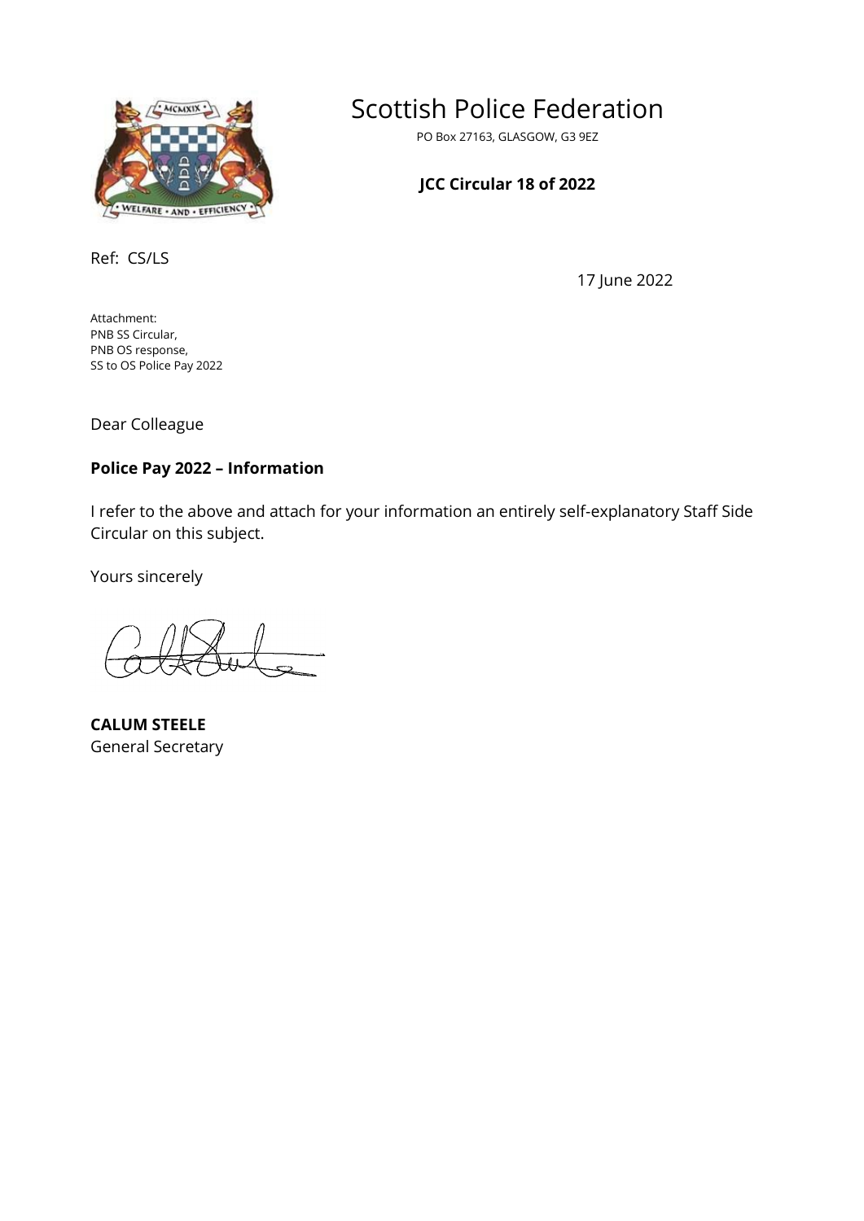# Scottish Police Federation

PO Box 27163, GLASGOW, G3 9EZ

**JCC Circular 18 of 2022**

Ref: CS/LS

17 June 2022

Attachment:
PNB SS Circular,
PNB OS response,
SS to OS Police Pay 2022

Dear Colleague

**Police Pay 2022 – Information**

I refer to the above and attach for your information an entirely self-explanatory Staff Side Circular on this subject.

Yours sincerely

**CALUM STEELE**
General Secretary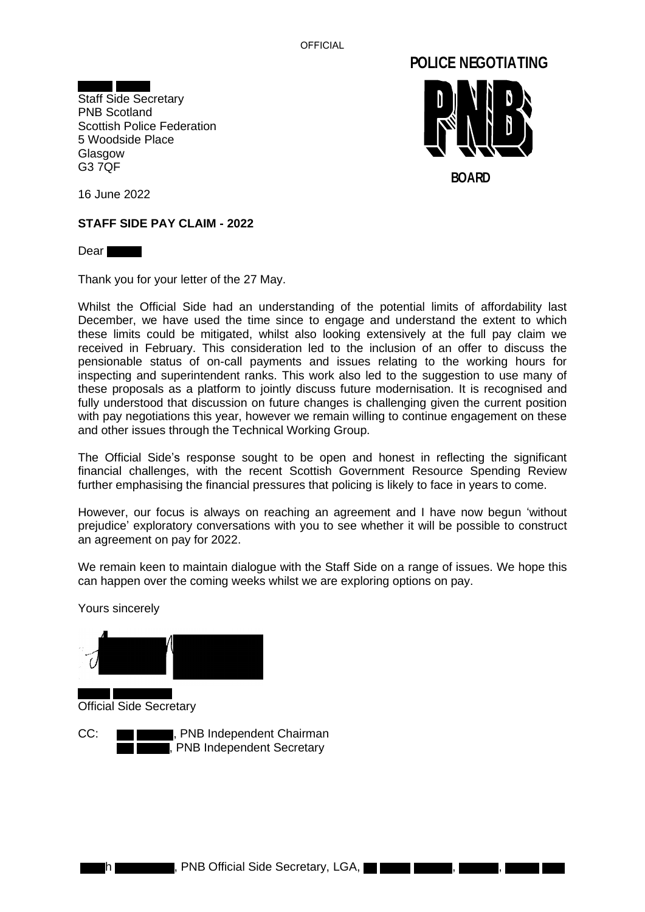OFFICIAL

POLICE NEGOTIATING BOARD

Staff Side Secretary
PNB Scotland
Scottish Police Federation
5 Woodside Place
Glasgow
G3 7QF

16 June 2022

**STAFF SIDE PAY CLAIM - 2022**

Dear

Thank you for your letter of the 27 May.

Whilst the Official Side had an understanding of the potential limits of affordability last December, we have used the time since to engage and understand the extent to which these limits could be mitigated, whilst also looking extensively at the full pay claim we received in February. This consideration led to the inclusion of an offer to discuss the pensionable status of on-call payments and issues relating to the working hours for inspecting and superintendent ranks. This work also led to the suggestion to use many of these proposals as a platform to jointly discuss future modernisation. It is recognised and fully understood that discussion on future changes is challenging given the current position with pay negotiations this year, however we remain willing to continue engagement on these and other issues through the Technical Working Group.

The Official Side's response sought to be open and honest in reflecting the significant financial challenges, with the recent Scottish Government Resource Spending Review further emphasising the financial pressures that policing is likely to face in years to come.

However, our focus is always on reaching an agreement and I have now begun 'without prejudice' exploratory conversations with you to see whether it will be possible to construct an agreement on pay for 2022.

We remain keen to maintain dialogue with the Staff Side on a range of issues. We hope this can happen over the coming weeks whilst we are exploring options on pay.

Yours sincerely

Official Side Secretary

CC: , PNB Independent Chairman
, PNB Independent Secretary

h , PNB Official Side Secretary, LGA, , ,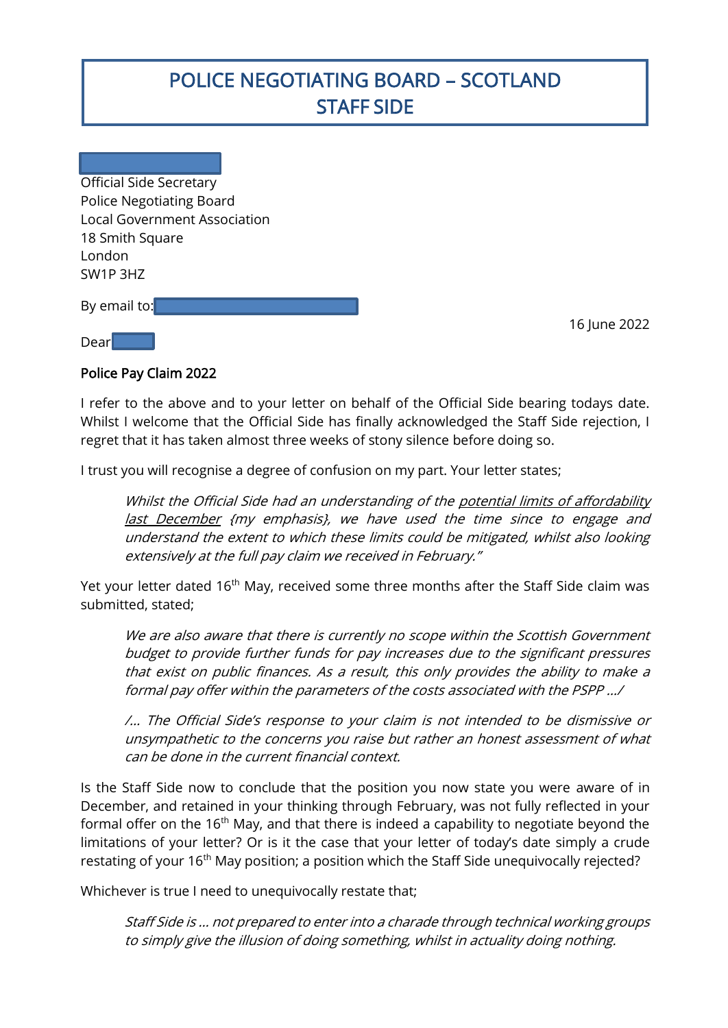# POLICE NEGOTIATING BOARD – SCOTLAND
# STAFF SIDE

Official Side Secretary
Police Negotiating Board
Local Government Association
18 Smith Square
London
SW1P 3HZ

By email to:

16 June 2022

Dear

**Police Pay Claim 2022**

I refer to the above and to your letter on behalf of the Official Side bearing todays date. Whilst I welcome that the Official Side has finally acknowledged the Staff Side rejection, I regret that it has taken almost three weeks of stony silence before doing so.

I trust you will recognise a degree of confusion on my part. Your letter states;

> *Whilst the Official Side had an understanding of the potential limits of affordability last December {my emphasis}, we have used the time since to engage and understand the extent to which these limits could be mitigated, whilst also looking extensively at the full pay claim we received in February."*

Yet your letter dated 16th May, received some three months after the Staff Side claim was submitted, stated;

> *We are also aware that there is currently no scope within the Scottish Government budget to provide further funds for pay increases due to the significant pressures that exist on public finances. As a result, this only provides the ability to make a formal pay offer within the parameters of the costs associated with the PSPP .../*
>
> */... The Official Side's response to your claim is not intended to be dismissive or unsympathetic to the concerns you raise but rather an honest assessment of what can be done in the current financial context.*

Is the Staff Side now to conclude that the position you now state you were aware of in December, and retained in your thinking through February, was not fully reflected in your formal offer on the 16th May, and that there is indeed a capability to negotiate beyond the limitations of your letter? Or is it the case that your letter of today's date simply a crude restating of your 16th May position; a position which the Staff Side unequivocally rejected?

Whichever is true I need to unequivocally restate that;

> *Staff Side is ... not prepared to enter into a charade through technical working groups to simply give the illusion of doing something, whilst in actuality doing nothing.*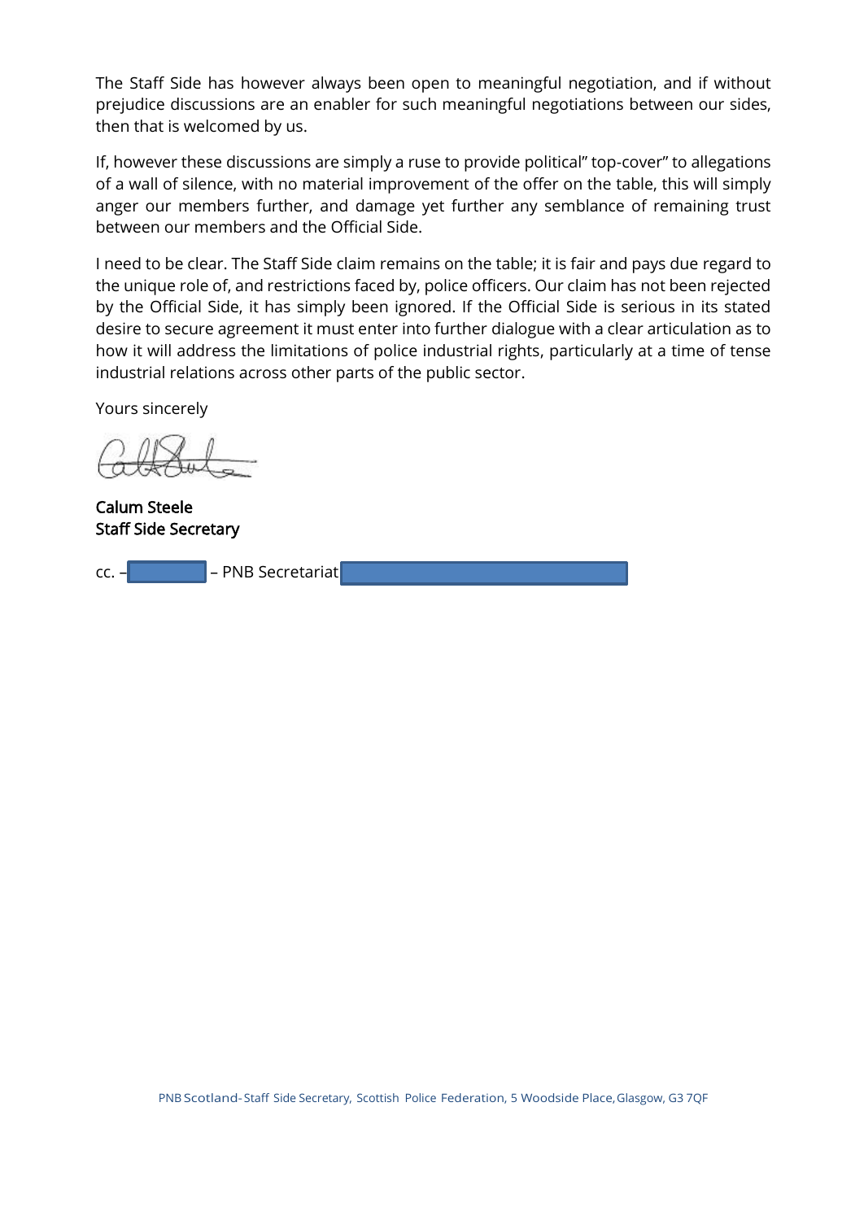The Staff Side has however always been open to meaningful negotiation, and if without prejudice discussions are an enabler for such meaningful negotiations between our sides, then that is welcomed by us.

If, however these discussions are simply a ruse to provide political" top-cover" to allegations of a wall of silence, with no material improvement of the offer on the table, this will simply anger our members further, and damage yet further any semblance of remaining trust between our members and the Official Side.

I need to be clear. The Staff Side claim remains on the table; it is fair and pays due regard to the unique role of, and restrictions faced by, police officers. Our claim has not been rejected by the Official Side, it has simply been ignored. If the Official Side is serious in its stated desire to secure agreement it must enter into further dialogue with a clear articulation as to how it will address the limitations of police industrial rights, particularly at a time of tense industrial relations across other parts of the public sector.

Yours sincerely

**Calum Steele**
**Staff Side Secretary**

cc. – [redacted] – PNB Secretariat [redacted]

PNB Scotland - Staff Side Secretary, Scottish Police Federation, 5 Woodside Place, Glasgow, G3 7QF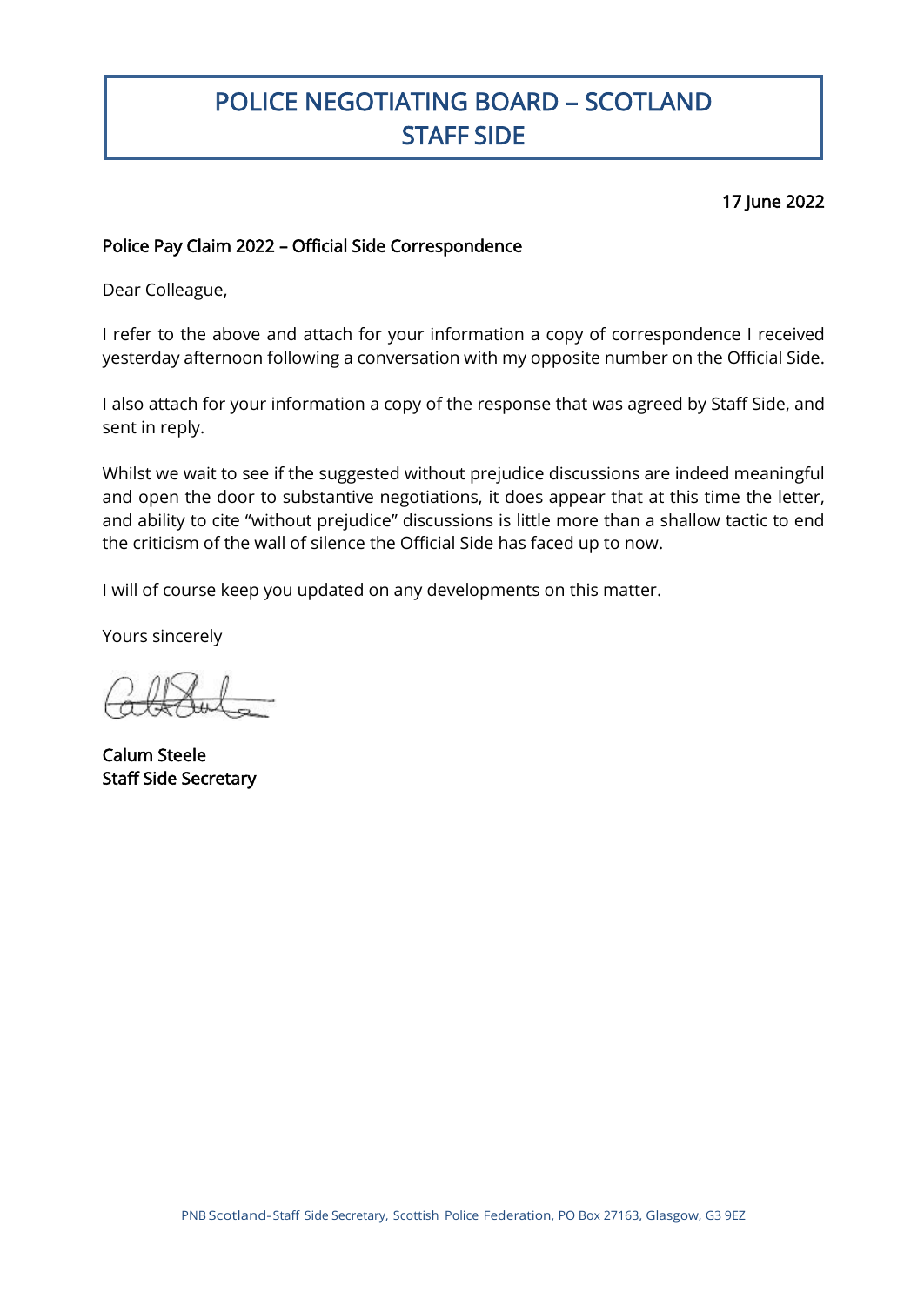# POLICE NEGOTIATING BOARD – SCOTLAND
# STAFF SIDE

17 June 2022

**Police Pay Claim 2022 – Official Side Correspondence**

Dear Colleague,

I refer to the above and attach for your information a copy of correspondence I received yesterday afternoon following a conversation with my opposite number on the Official Side.

I also attach for your information a copy of the response that was agreed by Staff Side, and sent in reply.

Whilst we wait to see if the suggested without prejudice discussions are indeed meaningful and open the door to substantive negotiations, it does appear that at this time the letter, and ability to cite "without prejudice" discussions is little more than a shallow tactic to end the criticism of the wall of silence the Official Side has faced up to now.

I will of course keep you updated on any developments on this matter.

Yours sincerely

**Calum Steele**
**Staff Side Secretary**

PNB Scotland- Staff Side Secretary, Scottish Police Federation, PO Box 27163, Glasgow, G3 9EZ